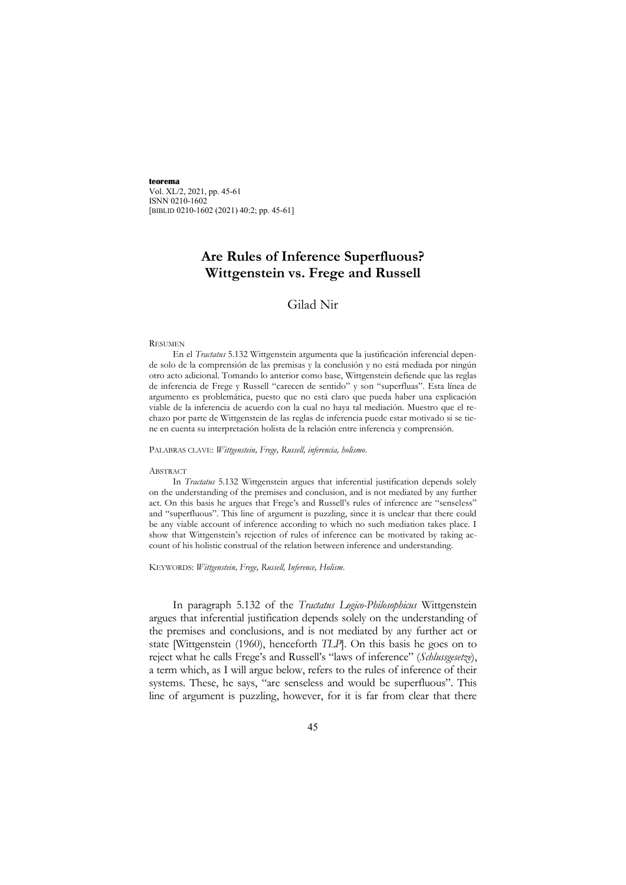**teorema**
Vol. XL/2, 2021, pp. 45-61
ISNN 0210-1602
[BIBLID 0210-1602 (2021) 40:2; pp. 45-61]

# Are Rules of Inference Superfluous? Wittgenstein vs. Frege and Russell

## Gilad Nir

RESUMEN

En el *Tractatus* 5.132 Wittgenstein argumenta que la justificación inferencial depende solo de la comprensión de las premisas y la conclusión y no está mediada por ningún otro acto adicional. Tomando lo anterior como base, Wittgenstein defiende que las reglas de inferencia de Frege y Russell "carecen de sentido" y son "superfluas". Esta línea de argumento es problemática, puesto que no está claro que pueda haber una explicación viable de la inferencia de acuerdo con la cual no haya tal mediación. Muestro que el rechazo por parte de Wittgenstein de las reglas de inferencia puede estar motivado si se tiene en cuenta su interpretación holista de la relación entre inferencia y comprensión.

PALABRAS CLAVE: *Wittgenstein, Frege, Russell, inferencia, holismo.*

ABSTRACT

In *Tractatus* 5.132 Wittgenstein argues that inferential justification depends solely on the understanding of the premises and conclusion, and is not mediated by any further act. On this basis he argues that Frege's and Russell's rules of inference are "senseless" and "superfluous". This line of argument is puzzling, since it is unclear that there could be any viable account of inference according to which no such mediation takes place. I show that Wittgenstein's rejection of rules of inference can be motivated by taking account of his holistic construal of the relation between inference and understanding.

KEYWORDS: *Wittgenstein, Frege, Russell, Inference, Holism.*

In paragraph 5.132 of the *Tractatus Logico-Philosophicus* Wittgenstein argues that inferential justification depends solely on the understanding of the premises and conclusions, and is not mediated by any further act or state [Wittgenstein (1960), henceforth *TLP*]. On this basis he goes on to reject what he calls Frege's and Russell's "laws of inference" (*Schlussgesetze*), a term which, as I will argue below, refers to the rules of inference of their systems. These, he says, "are senseless and would be superfluous". This line of argument is puzzling, however, for it is far from clear that there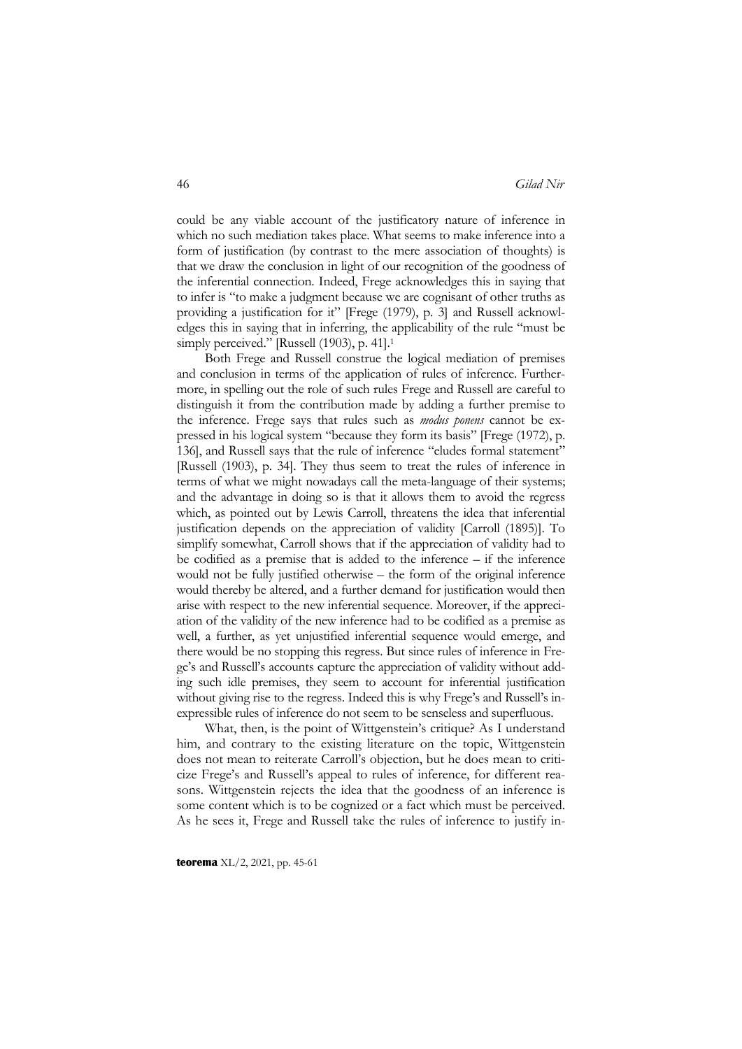could be any viable account of the justificatory nature of inference in which no such mediation takes place. What seems to make inference into a form of justification (by contrast to the mere association of thoughts) is that we draw the conclusion in light of our recognition of the goodness of the inferential connection. Indeed, Frege acknowledges this in saying that to infer is "to make a judgment because we are cognisant of other truths as providing a justification for it" [Frege (1979), p. 3] and Russell acknowledges this in saying that in inferring, the applicability of the rule "must be simply perceived." [Russell (1903), p. 41].[1]

Both Frege and Russell construe the logical mediation of premises and conclusion in terms of the application of rules of inference. Furthermore, in spelling out the role of such rules Frege and Russell are careful to distinguish it from the contribution made by adding a further premise to the inference. Frege says that rules such as *modus ponens* cannot be expressed in his logical system "because they form its basis" [Frege (1972), p. 136], and Russell says that the rule of inference "eludes formal statement" [Russell (1903), p. 34]. They thus seem to treat the rules of inference in terms of what we might nowadays call the meta-language of their systems; and the advantage in doing so is that it allows them to avoid the regress which, as pointed out by Lewis Carroll, threatens the idea that inferential justification depends on the appreciation of validity [Carroll (1895)]. To simplify somewhat, Carroll shows that if the appreciation of validity had to be codified as a premise that is added to the inference – if the inference would not be fully justified otherwise – the form of the original inference would thereby be altered, and a further demand for justification would then arise with respect to the new inferential sequence. Moreover, if the appreciation of the validity of the new inference had to be codified as a premise as well, a further, as yet unjustified inferential sequence would emerge, and there would be no stopping this regress. But since rules of inference in Frege's and Russell's accounts capture the appreciation of validity without adding such idle premises, they seem to account for inferential justification without giving rise to the regress. Indeed this is why Frege's and Russell's inexpressible rules of inference do not seem to be senseless and superfluous.

What, then, is the point of Wittgenstein's critique? As I understand him, and contrary to the existing literature on the topic, Wittgenstein does not mean to reiterate Carroll's objection, but he does mean to criticize Frege's and Russell's appeal to rules of inference, for different reasons. Wittgenstein rejects the idea that the goodness of an inference is some content which is to be cognized or a fact which must be perceived. As he sees it, Frege and Russell take the rules of inference to justify in-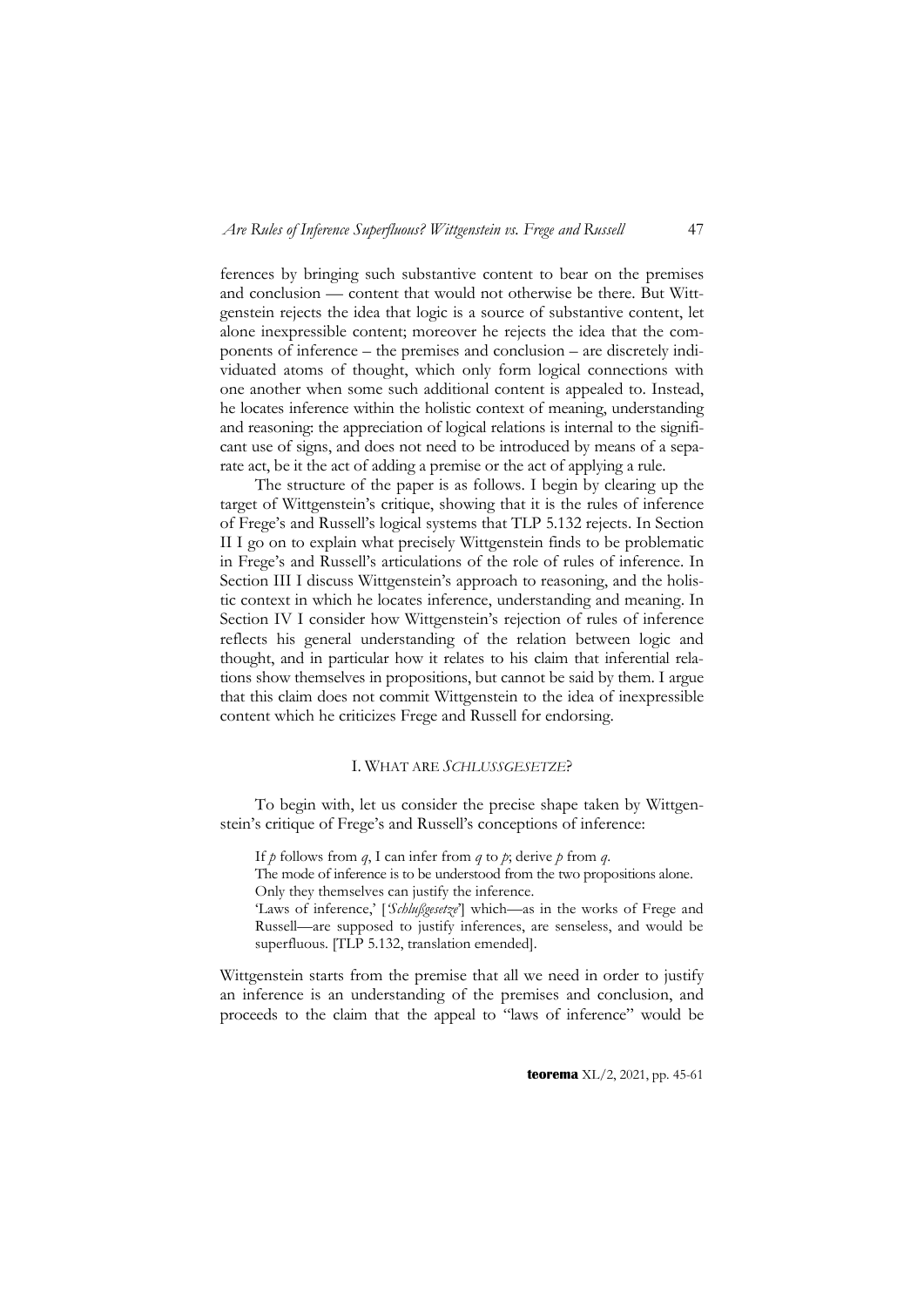ferences by bringing such substantive content to bear on the premises and conclusion — content that would not otherwise be there. But Wittgenstein rejects the idea that logic is a source of substantive content, let alone inexpressible content; moreover he rejects the idea that the components of inference – the premises and conclusion – are discretely individuated atoms of thought, which only form logical connections with one another when some such additional content is appealed to. Instead, he locates inference within the holistic context of meaning, understanding and reasoning: the appreciation of logical relations is internal to the significant use of signs, and does not need to be introduced by means of a separate act, be it the act of adding a premise or the act of applying a rule.

The structure of the paper is as follows. I begin by clearing up the target of Wittgenstein's critique, showing that it is the rules of inference of Frege's and Russell's logical systems that TLP 5.132 rejects. In Section II I go on to explain what precisely Wittgenstein finds to be problematic in Frege's and Russell's articulations of the role of rules of inference. In Section III I discuss Wittgenstein's approach to reasoning, and the holistic context in which he locates inference, understanding and meaning. In Section IV I consider how Wittgenstein's rejection of rules of inference reflects his general understanding of the relation between logic and thought, and in particular how it relates to his claim that inferential relations show themselves in propositions, but cannot be said by them. I argue that this claim does not commit Wittgenstein to the idea of inexpressible content which he criticizes Frege and Russell for endorsing.

## I. WHAT ARE *SCHLUSSGESETZE*?

To begin with, let us consider the precise shape taken by Wittgenstein's critique of Frege's and Russell's conceptions of inference:

> If $p$ follows from $q$, I can infer from $q$ to $p$; derive $p$ from $q$.
> The mode of inference is to be understood from the two propositions alone.
> Only they themselves can justify the inference.
> 'Laws of inference,' ['*Schlußgesetze*'] which—as in the works of Frege and Russell—are supposed to justify inferences, are senseless, and would be superfluous. [TLP 5.132, translation emended].

Wittgenstein starts from the premise that all we need in order to justify an inference is an understanding of the premises and conclusion, and proceeds to the claim that the appeal to "laws of inference" would be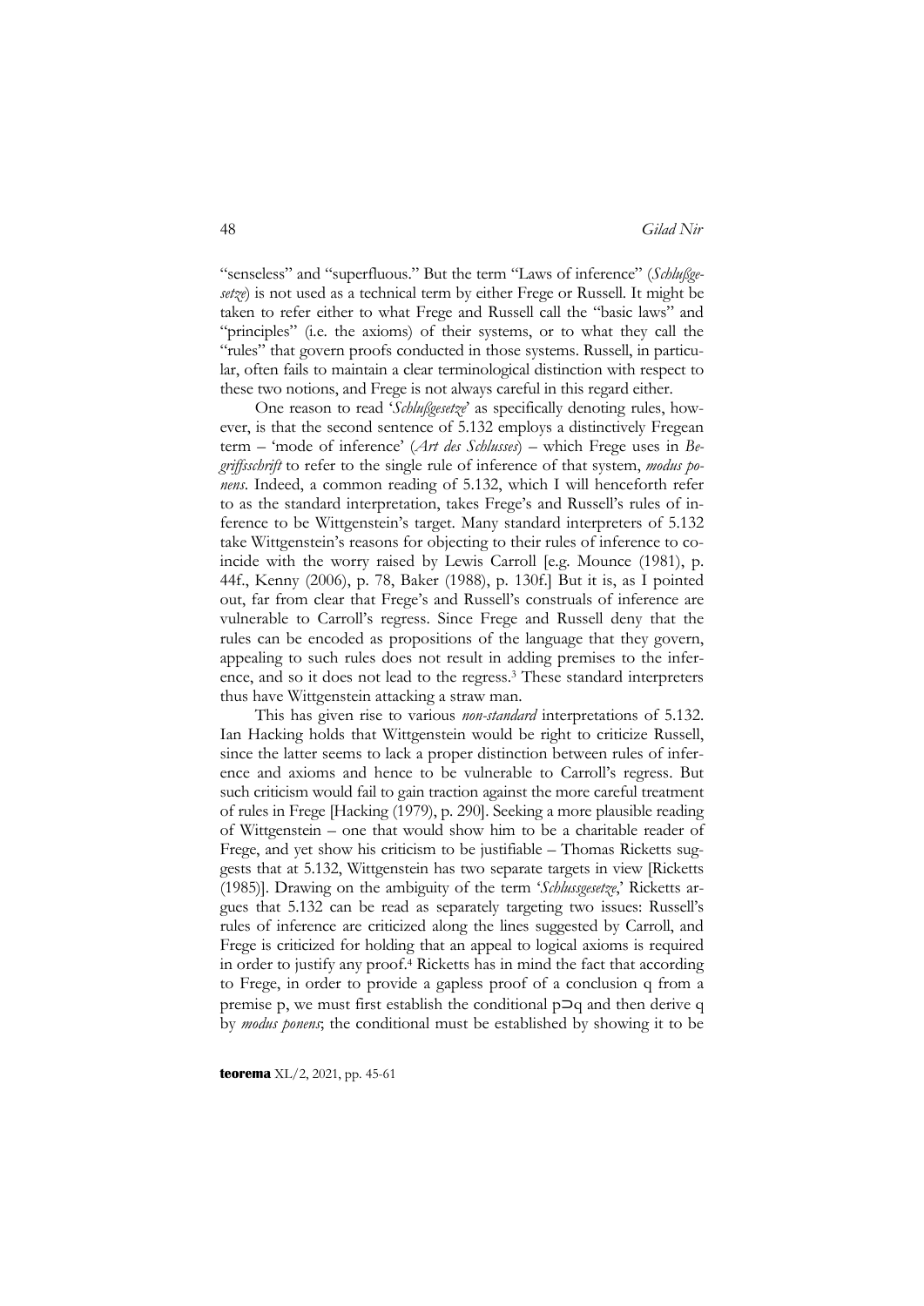"senseless" and "superfluous." But the term "Laws of inference" (*Schlußgesetze*) is not used as a technical term by either Frege or Russell. It might be taken to refer either to what Frege and Russell call the "basic laws" and "principles" (i.e. the axioms) of their systems, or to what they call the "rules" that govern proofs conducted in those systems. Russell, in particular, often fails to maintain a clear terminological distinction with respect to these two notions, and Frege is not always careful in this regard either.

One reason to read '*Schlußgesetze*' as specifically denoting rules, however, is that the second sentence of 5.132 employs a distinctively Fregean term – 'mode of inference' (*Art des Schlusses*) – which Frege uses in *Begriffsschrift* to refer to the single rule of inference of that system, *modus ponens*. Indeed, a common reading of 5.132, which I will henceforth refer to as the standard interpretation, takes Frege's and Russell's rules of inference to be Wittgenstein's target. Many standard interpreters of 5.132 take Wittgenstein's reasons for objecting to their rules of inference to coincide with the worry raised by Lewis Carroll [e.g. Mounce (1981), p. 44f., Kenny (2006), p. 78, Baker (1988), p. 130f.] But it is, as I pointed out, far from clear that Frege's and Russell's construals of inference are vulnerable to Carroll's regress. Since Frege and Russell deny that the rules can be encoded as propositions of the language that they govern, appealing to such rules does not result in adding premises to the inference, and so it does not lead to the regress.[3] These standard interpreters thus have Wittgenstein attacking a straw man.

This has given rise to various *non-standard* interpretations of 5.132. Ian Hacking holds that Wittgenstein would be right to criticize Russell, since the latter seems to lack a proper distinction between rules of inference and axioms and hence to be vulnerable to Carroll's regress. But such criticism would fail to gain traction against the more careful treatment of rules in Frege [Hacking (1979), p. 290]. Seeking a more plausible reading of Wittgenstein – one that would show him to be a charitable reader of Frege, and yet show his criticism to be justifiable – Thomas Ricketts suggests that at 5.132, Wittgenstein has two separate targets in view [Ricketts (1985)]. Drawing on the ambiguity of the term '*Schlussgesetze*,' Ricketts argues that 5.132 can be read as separately targeting two issues: Russell's rules of inference are criticized along the lines suggested by Carroll, and Frege is criticized for holding that an appeal to logical axioms is required in order to justify any proof.[4] Ricketts has in mind the fact that according to Frege, in order to provide a gapless proof of a conclusion q from a premise p, we must first establish the conditional $p \supset q$ and then derive q by *modus ponens*; the conditional must be established by showing it to be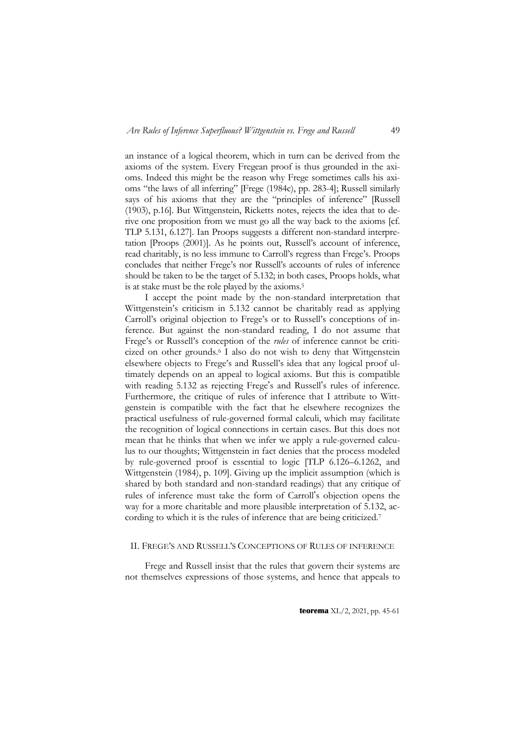an instance of a logical theorem, which in turn can be derived from the axioms of the system. Every Fregean proof is thus grounded in the axioms. Indeed this might be the reason why Frege sometimes calls his axioms "the laws of all inferring" [Frege (1984c), pp. 283-4]; Russell similarly says of his axioms that they are the "principles of inference" [Russell (1903), p.16]. But Wittgenstein, Ricketts notes, rejects the idea that to derive one proposition from we must go all the way back to the axioms [cf. TLP 5.131, 6.127]. Ian Proops suggests a different non-standard interpretation [Proops (2001)]. As he points out, Russell's account of inference, read charitably, is no less immune to Carroll's regress than Frege's. Proops concludes that neither Frege's nor Russell's accounts of rules of inference should be taken to be the target of 5.132; in both cases, Proops holds, what is at stake must be the role played by the axioms.[5]

I accept the point made by the non-standard interpretation that Wittgenstein's criticism in 5.132 cannot be charitably read as applying Carroll's original objection to Frege's or to Russell's conceptions of inference. But against the non-standard reading, I do not assume that Frege's or Russell's conception of the *rules* of inference cannot be criticized on other grounds.[6] I also do not wish to deny that Wittgenstein elsewhere objects to Frege's and Russell's idea that any logical proof ultimately depends on an appeal to logical axioms. But this is compatible with reading 5.132 as rejecting Frege's and Russell's rules of inference. Furthermore, the critique of rules of inference that I attribute to Wittgenstein is compatible with the fact that he elsewhere recognizes the practical usefulness of rule-governed formal calculi, which may facilitate the recognition of logical connections in certain cases. But this does not mean that he thinks that when we infer we apply a rule-governed calculus to our thoughts; Wittgenstein in fact denies that the process modeled by rule-governed proof is essential to logic [TLP 6.126–6.1262, and Wittgenstein (1984), p. 109]. Giving up the implicit assumption (which is shared by both standard and non-standard readings) that any critique of rules of inference must take the form of Carroll's objection opens the way for a more charitable and more plausible interpretation of 5.132, according to which it is the rules of inference that are being criticized.[7]

## II. Frege's and Russell's Conceptions of Rules of Inference

Frege and Russell insist that the rules that govern their systems are not themselves expressions of those systems, and hence that appeals to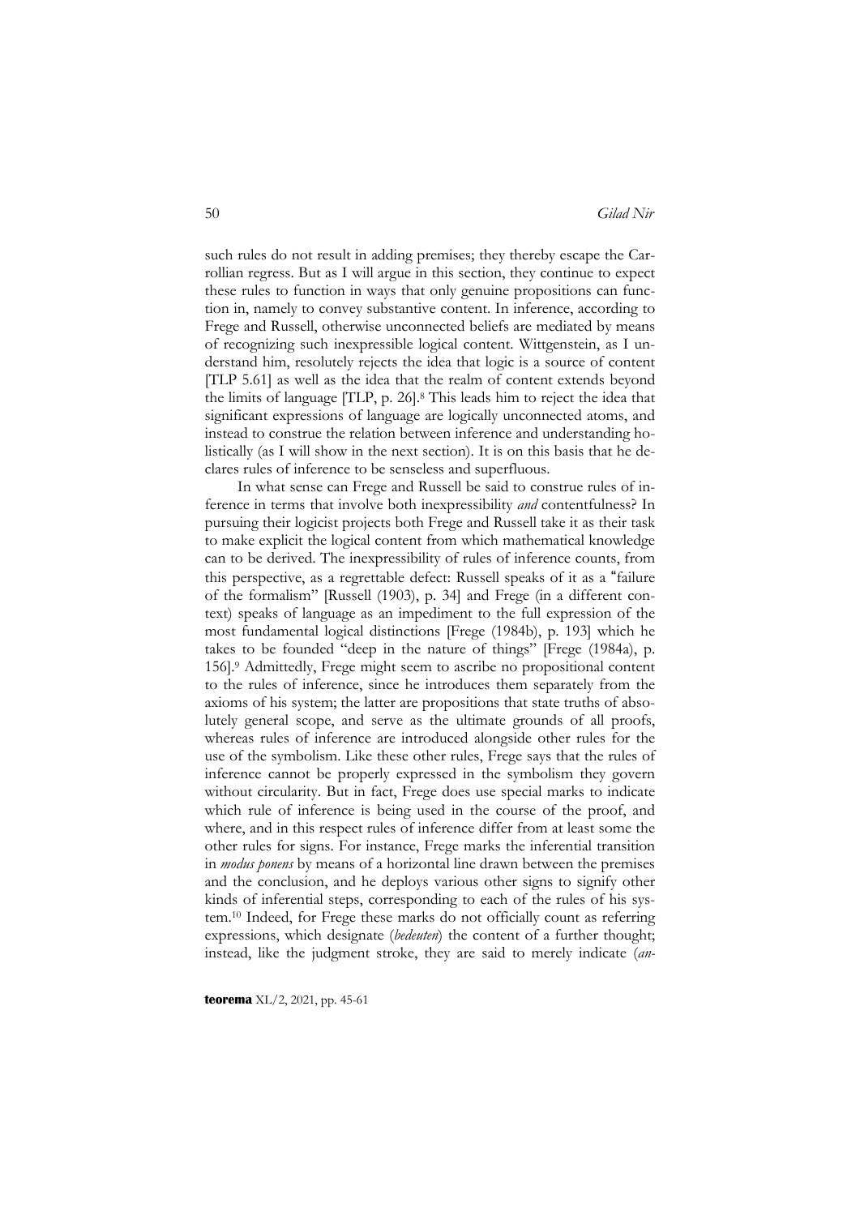such rules do not result in adding premises; they thereby escape the Carrollian regress. But as I will argue in this section, they continue to expect these rules to function in ways that only genuine propositions can function in, namely to convey substantive content. In inference, according to Frege and Russell, otherwise unconnected beliefs are mediated by means of recognizing such inexpressible logical content. Wittgenstein, as I understand him, resolutely rejects the idea that logic is a source of content [TLP 5.61] as well as the idea that the realm of content extends beyond the limits of language [TLP, p. 26].[8] This leads him to reject the idea that significant expressions of language are logically unconnected atoms, and instead to construe the relation between inference and understanding holistically (as I will show in the next section). It is on this basis that he declares rules of inference to be senseless and superfluous.

In what sense can Frege and Russell be said to construe rules of inference in terms that involve both inexpressibility *and* contentfulness? In pursuing their logicist projects both Frege and Russell take it as their task to make explicit the logical content from which mathematical knowledge can to be derived. The inexpressibility of rules of inference counts, from this perspective, as a regrettable defect: Russell speaks of it as a "failure of the formalism" [Russell (1903), p. 34] and Frege (in a different context) speaks of language as an impediment to the full expression of the most fundamental logical distinctions [Frege (1984b), p. 193] which he takes to be founded "deep in the nature of things" [Frege (1984a), p. 156].[9] Admittedly, Frege might seem to ascribe no propositional content to the rules of inference, since he introduces them separately from the axioms of his system; the latter are propositions that state truths of absolutely general scope, and serve as the ultimate grounds of all proofs, whereas rules of inference are introduced alongside other rules for the use of the symbolism. Like these other rules, Frege says that the rules of inference cannot be properly expressed in the symbolism they govern without circularity. But in fact, Frege does use special marks to indicate which rule of inference is being used in the course of the proof, and where, and in this respect rules of inference differ from at least some the other rules for signs. For instance, Frege marks the inferential transition in *modus ponens* by means of a horizontal line drawn between the premises and the conclusion, and he deploys various other signs to signify other kinds of inferential steps, corresponding to each of the rules of his system.[10] Indeed, for Frege these marks do not officially count as referring expressions, which designate (*bedeuten*) the content of a further thought; instead, like the judgment stroke, they are said to merely indicate (*an-*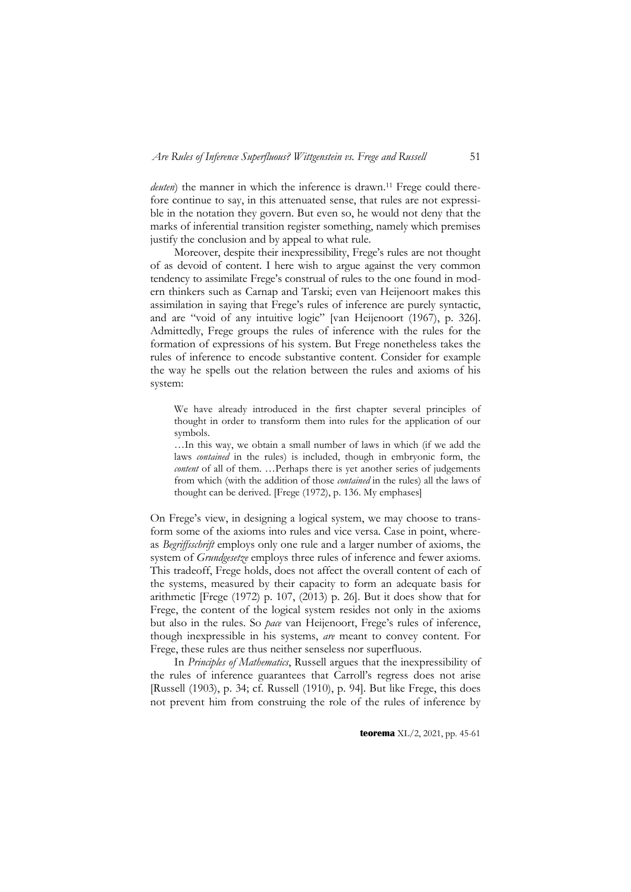*deuten*) the manner in which the inference is drawn.[11] Frege could therefore continue to say, in this attenuated sense, that rules are not expressible in the notation they govern. But even so, he would not deny that the marks of inferential transition register something, namely which premises justify the conclusion and by appeal to what rule.

Moreover, despite their inexpressibility, Frege's rules are not thought of as devoid of content. I here wish to argue against the very common tendency to assimilate Frege's construal of rules to the one found in modern thinkers such as Carnap and Tarski; even van Heijenoort makes this assimilation in saying that Frege's rules of inference are purely syntactic, and are "void of any intuitive logic" [van Heijenoort (1967), p. 326]. Admittedly, Frege groups the rules of inference with the rules for the formation of expressions of his system. But Frege nonetheless takes the rules of inference to encode substantive content. Consider for example the way he spells out the relation between the rules and axioms of his system:

> We have already introduced in the first chapter several principles of thought in order to transform them into rules for the application of our symbols.
>
> …In this way, we obtain a small number of laws in which (if we add the laws *contained* in the rules) is included, though in embryonic form, the *content* of all of them. …Perhaps there is yet another series of judgements from which (with the addition of those *contained* in the rules) all the laws of thought can be derived. [Frege (1972), p. 136. My emphases]

On Frege's view, in designing a logical system, we may choose to transform some of the axioms into rules and vice versa. Case in point, whereas *Begriffsschrift* employs only one rule and a larger number of axioms, the system of *Grundgesetze* employs three rules of inference and fewer axioms. This tradeoff, Frege holds, does not affect the overall content of each of the systems, measured by their capacity to form an adequate basis for arithmetic [Frege (1972) p. 107, (2013) p. 26]. But it does show that for Frege, the content of the logical system resides not only in the axioms but also in the rules. So *pace* van Heijenoort, Frege's rules of inference, though inexpressible in his systems, *are* meant to convey content. For Frege, these rules are thus neither senseless nor superfluous.

In *Principles of Mathematics*, Russell argues that the inexpressibility of the rules of inference guarantees that Carroll's regress does not arise [Russell (1903), p. 34; cf. Russell (1910), p. 94]. But like Frege, this does not prevent him from construing the role of the rules of inference by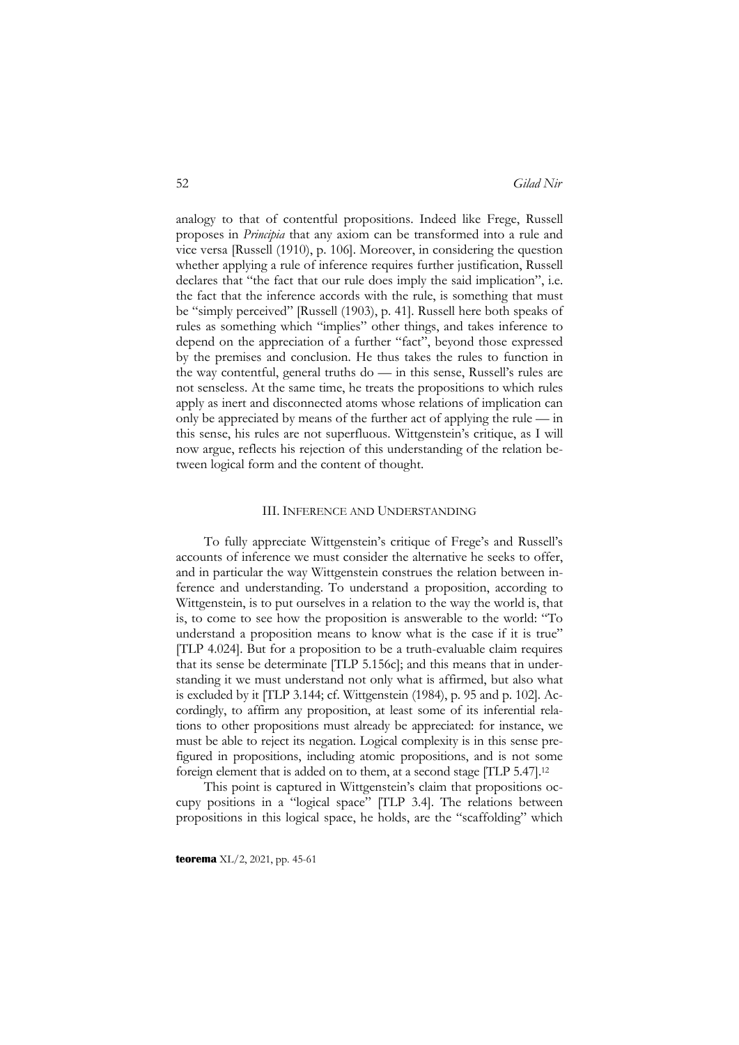analogy to that of contentful propositions. Indeed like Frege, Russell proposes in *Principia* that any axiom can be transformed into a rule and vice versa [Russell (1910), p. 106]. Moreover, in considering the question whether applying a rule of inference requires further justification, Russell declares that "the fact that our rule does imply the said implication", i.e. the fact that the inference accords with the rule, is something that must be "simply perceived" [Russell (1903), p. 41]. Russell here both speaks of rules as something which "implies" other things, and takes inference to depend on the appreciation of a further "fact", beyond those expressed by the premises and conclusion. He thus takes the rules to function in the way contentful, general truths do — in this sense, Russell's rules are not senseless. At the same time, he treats the propositions to which rules apply as inert and disconnected atoms whose relations of implication can only be appreciated by means of the further act of applying the rule — in this sense, his rules are not superfluous. Wittgenstein's critique, as I will now argue, reflects his rejection of this understanding of the relation between logical form and the content of thought.

## III. Inference and Understanding

To fully appreciate Wittgenstein's critique of Frege's and Russell's accounts of inference we must consider the alternative he seeks to offer, and in particular the way Wittgenstein construes the relation between inference and understanding. To understand a proposition, according to Wittgenstein, is to put ourselves in a relation to the way the world is, that is, to come to see how the proposition is answerable to the world: "To understand a proposition means to know what is the case if it is true" [TLP 4.024]. But for a proposition to be a truth-evaluable claim requires that its sense be determinate [TLP 5.156c]; and this means that in understanding it we must understand not only what is affirmed, but also what is excluded by it [TLP 3.144; cf. Wittgenstein (1984), p. 95 and p. 102]. Accordingly, to affirm any proposition, at least some of its inferential relations to other propositions must already be appreciated: for instance, we must be able to reject its negation. Logical complexity is in this sense prefigured in propositions, including atomic propositions, and is not some foreign element that is added on to them, at a second stage [TLP 5.47].[12]

This point is captured in Wittgenstein's claim that propositions occupy positions in a "logical space" [TLP 3.4]. The relations between propositions in this logical space, he holds, are the "scaffolding" which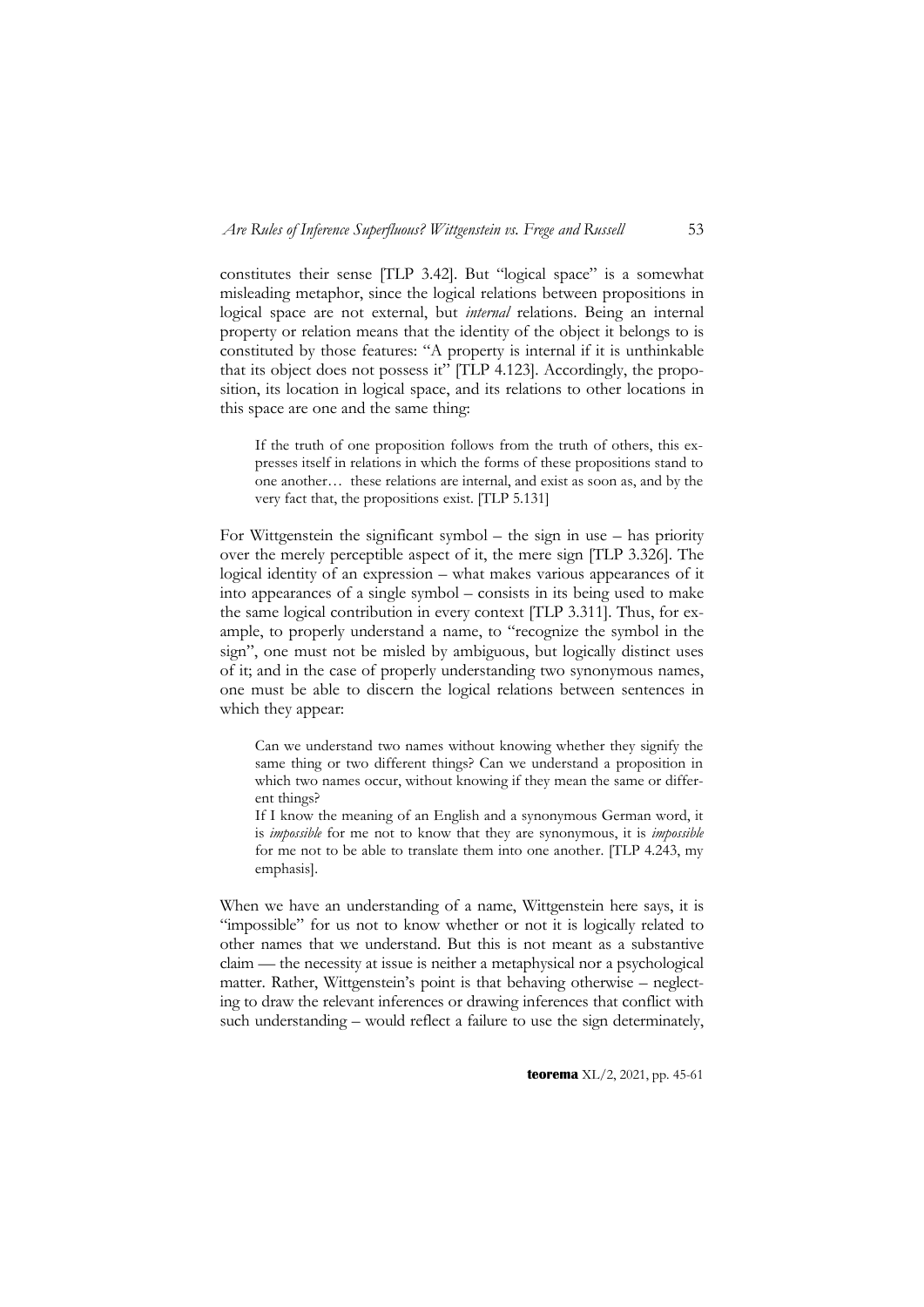constitutes their sense [TLP 3.42]. But "logical space" is a somewhat misleading metaphor, since the logical relations between propositions in logical space are not external, but *internal* relations. Being an internal property or relation means that the identity of the object it belongs to is constituted by those features: "A property is internal if it is unthinkable that its object does not possess it" [TLP 4.123]. Accordingly, the proposition, its location in logical space, and its relations to other locations in this space are one and the same thing:

> If the truth of one proposition follows from the truth of others, this expresses itself in relations in which the forms of these propositions stand to one another… these relations are internal, and exist as soon as, and by the very fact that, the propositions exist. [TLP 5.131]

For Wittgenstein the significant symbol – the sign in use – has priority over the merely perceptible aspect of it, the mere sign [TLP 3.326]. The logical identity of an expression – what makes various appearances of it into appearances of a single symbol – consists in its being used to make the same logical contribution in every context [TLP 3.311]. Thus, for example, to properly understand a name, to "recognize the symbol in the sign", one must not be misled by ambiguous, but logically distinct uses of it; and in the case of properly understanding two synonymous names, one must be able to discern the logical relations between sentences in which they appear:

> Can we understand two names without knowing whether they signify the same thing or two different things? Can we understand a proposition in which two names occur, without knowing if they mean the same or different things?
>
> If I know the meaning of an English and a synonymous German word, it is *impossible* for me not to know that they are synonymous, it is *impossible* for me not to be able to translate them into one another. [TLP 4.243, my emphasis].

When we have an understanding of a name, Wittgenstein here says, it is "impossible" for us not to know whether or not it is logically related to other names that we understand. But this is not meant as a substantive claim — the necessity at issue is neither a metaphysical nor a psychological matter. Rather, Wittgenstein's point is that behaving otherwise – neglecting to draw the relevant inferences or drawing inferences that conflict with such understanding – would reflect a failure to use the sign determinately,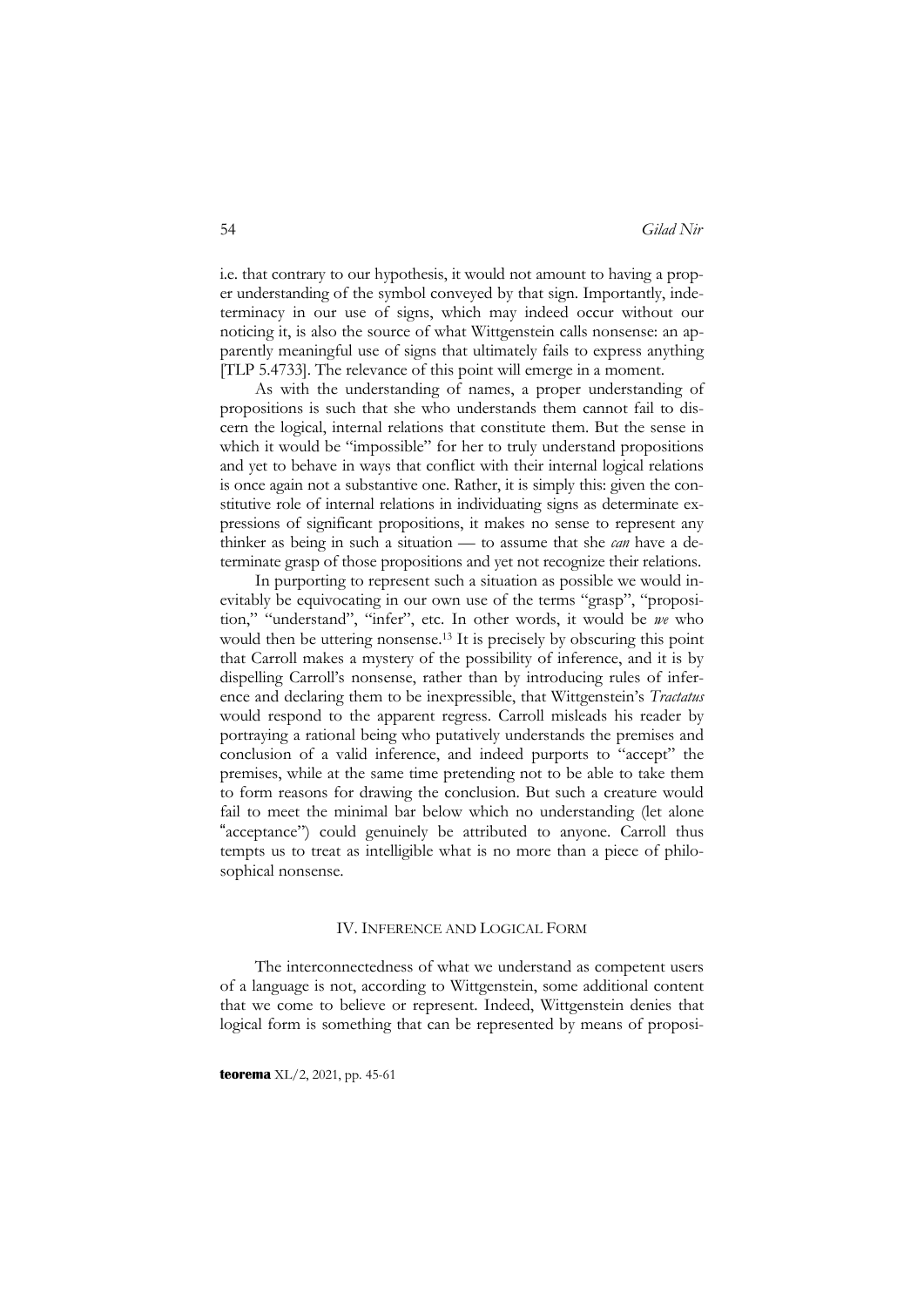i.e. that contrary to our hypothesis, it would not amount to having a proper understanding of the symbol conveyed by that sign. Importantly, indeterminacy in our use of signs, which may indeed occur without our noticing it, is also the source of what Wittgenstein calls nonsense: an apparently meaningful use of signs that ultimately fails to express anything [TLP 5.4733]. The relevance of this point will emerge in a moment.

As with the understanding of names, a proper understanding of propositions is such that she who understands them cannot fail to discern the logical, internal relations that constitute them. But the sense in which it would be "impossible" for her to truly understand propositions and yet to behave in ways that conflict with their internal logical relations is once again not a substantive one. Rather, it is simply this: given the constitutive role of internal relations in individuating signs as determinate expressions of significant propositions, it makes no sense to represent any thinker as being in such a situation — to assume that she *can* have a determinate grasp of those propositions and yet not recognize their relations.

In purporting to represent such a situation as possible we would inevitably be equivocating in our own use of the terms "grasp", "proposition," "understand", "infer", etc. In other words, it would be *we* who would then be uttering nonsense.[13] It is precisely by obscuring this point that Carroll makes a mystery of the possibility of inference, and it is by dispelling Carroll's nonsense, rather than by introducing rules of inference and declaring them to be inexpressible, that Wittgenstein's *Tractatus* would respond to the apparent regress. Carroll misleads his reader by portraying a rational being who putatively understands the premises and conclusion of a valid inference, and indeed purports to "accept" the premises, while at the same time pretending not to be able to take them to form reasons for drawing the conclusion. But such a creature would fail to meet the minimal bar below which no understanding (let alone "acceptance") could genuinely be attributed to anyone. Carroll thus tempts us to treat as intelligible what is no more than a piece of philosophical nonsense.

## IV. Inference and Logical Form

The interconnectedness of what we understand as competent users of a language is not, according to Wittgenstein, some additional content that we come to believe or represent. Indeed, Wittgenstein denies that logical form is something that can be represented by means of proposi-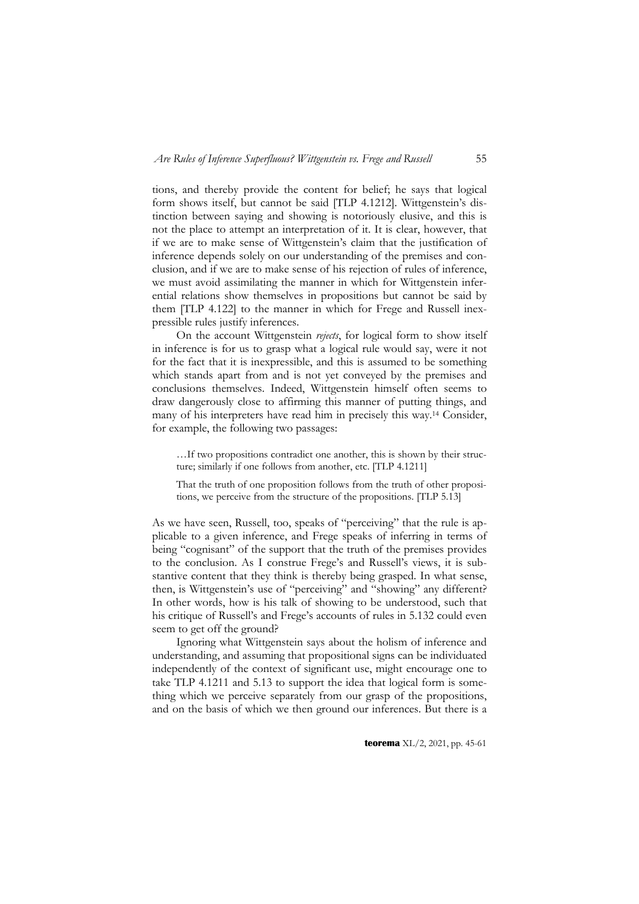tions, and thereby provide the content for belief; he says that logical form shows itself, but cannot be said [TLP 4.1212]. Wittgenstein's distinction between saying and showing is notoriously elusive, and this is not the place to attempt an interpretation of it. It is clear, however, that if we are to make sense of Wittgenstein's claim that the justification of inference depends solely on our understanding of the premises and conclusion, and if we are to make sense of his rejection of rules of inference, we must avoid assimilating the manner in which for Wittgenstein inferential relations show themselves in propositions but cannot be said by them [TLP 4.122] to the manner in which for Frege and Russell inexpressible rules justify inferences.

On the account Wittgenstein *rejects*, for logical form to show itself in inference is for us to grasp what a logical rule would say, were it not for the fact that it is inexpressible, and this is assumed to be something which stands apart from and is not yet conveyed by the premises and conclusions themselves. Indeed, Wittgenstein himself often seems to draw dangerously close to affirming this manner of putting things, and many of his interpreters have read him in precisely this way.[14] Consider, for example, the following two passages:

> …If two propositions contradict one another, this is shown by their structure; similarly if one follows from another, etc. [TLP 4.1211]

> That the truth of one proposition follows from the truth of other propositions, we perceive from the structure of the propositions. [TLP 5.13]

As we have seen, Russell, too, speaks of "perceiving" that the rule is applicable to a given inference, and Frege speaks of inferring in terms of being "cognisant" of the support that the truth of the premises provides to the conclusion. As I construe Frege's and Russell's views, it is substantive content that they think is thereby being grasped. In what sense, then, is Wittgenstein's use of "perceiving" and "showing" any different? In other words, how is his talk of showing to be understood, such that his critique of Russell's and Frege's accounts of rules in 5.132 could even seem to get off the ground?

Ignoring what Wittgenstein says about the holism of inference and understanding, and assuming that propositional signs can be individuated independently of the context of significant use, might encourage one to take TLP 4.1211 and 5.13 to support the idea that logical form is something which we perceive separately from our grasp of the propositions, and on the basis of which we then ground our inferences. But there is a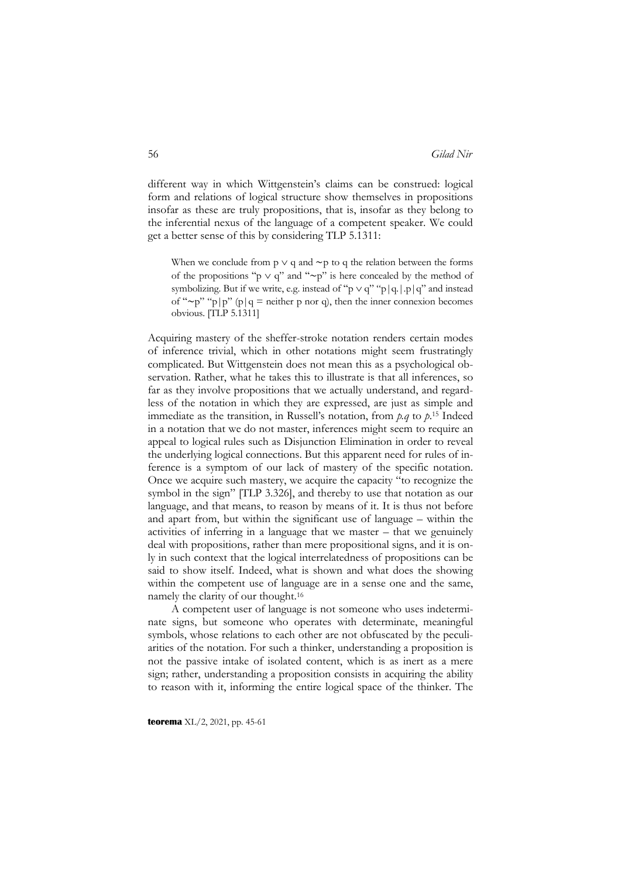different way in which Wittgenstein's claims can be construed: logical form and relations of logical structure show themselves in propositions insofar as these are truly propositions, that is, insofar as they belong to the inferential nexus of the language of a competent speaker. We could get a better sense of this by considering TLP 5.1311:

> When we conclude from p ∨ q and ~p to q the relation between the forms of the propositions "p ∨ q" and "~p" is here concealed by the method of symbolizing. But if we write, e.g. instead of "p ∨ q" "p|q.|.p|q" and instead of "~p" "p|p" (p|q = neither p nor q), then the inner connexion becomes obvious. [TLP 5.1311]

Acquiring mastery of the sheffer-stroke notation renders certain modes of inference trivial, which in other notations might seem frustratingly complicated. But Wittgenstein does not mean this as a psychological observation. Rather, what he takes this to illustrate is that all inferences, so far as they involve propositions that we actually understand, and regardless of the notation in which they are expressed, are just as simple and immediate as the transition, in Russell's notation, from *p.q* to *p*.[15] Indeed in a notation that we do not master, inferences might seem to require an appeal to logical rules such as Disjunction Elimination in order to reveal the underlying logical connections. But this apparent need for rules of inference is a symptom of our lack of mastery of the specific notation. Once we acquire such mastery, we acquire the capacity "to recognize the symbol in the sign" [TLP 3.326], and thereby to use that notation as our language, and that means, to reason by means of it. It is thus not before and apart from, but within the significant use of language – within the activities of inferring in a language that we master – that we genuinely deal with propositions, rather than mere propositional signs, and it is only in such context that the logical interrelatedness of propositions can be said to show itself. Indeed, what is shown and what does the showing within the competent use of language are in a sense one and the same, namely the clarity of our thought.[16]

A competent user of language is not someone who uses indeterminate signs, but someone who operates with determinate, meaningful symbols, whose relations to each other are not obfuscated by the peculiarities of the notation. For such a thinker, understanding a proposition is not the passive intake of isolated content, which is as inert as a mere sign; rather, understanding a proposition consists in acquiring the ability to reason with it, informing the entire logical space of the thinker. The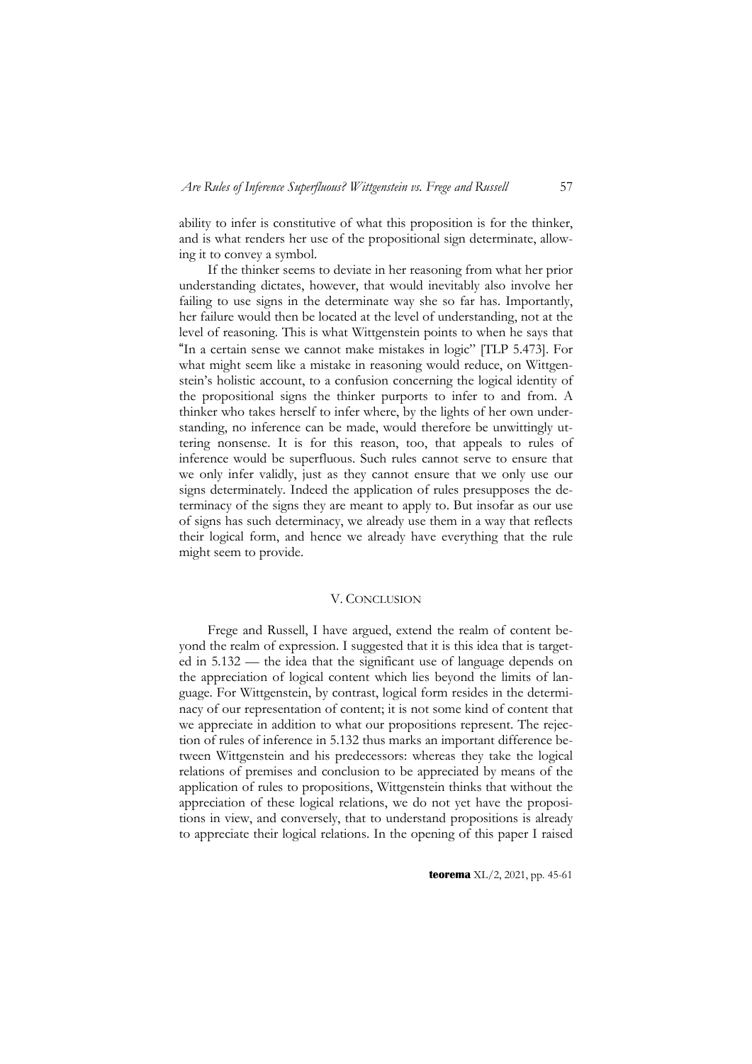ability to infer is constitutive of what this proposition is for the thinker, and is what renders her use of the propositional sign determinate, allowing it to convey a symbol.

If the thinker seems to deviate in her reasoning from what her prior understanding dictates, however, that would inevitably also involve her failing to use signs in the determinate way she so far has. Importantly, her failure would then be located at the level of understanding, not at the level of reasoning. This is what Wittgenstein points to when he says that "In a certain sense we cannot make mistakes in logic" [TLP 5.473]. For what might seem like a mistake in reasoning would reduce, on Wittgenstein's holistic account, to a confusion concerning the logical identity of the propositional signs the thinker purports to infer to and from. A thinker who takes herself to infer where, by the lights of her own understanding, no inference can be made, would therefore be unwittingly uttering nonsense. It is for this reason, too, that appeals to rules of inference would be superfluous. Such rules cannot serve to ensure that we only infer validly, just as they cannot ensure that we only use our signs determinately. Indeed the application of rules presupposes the determinacy of the signs they are meant to apply to. But insofar as our use of signs has such determinacy, we already use them in a way that reflects their logical form, and hence we already have everything that the rule might seem to provide.

## V. CONCLUSION

Frege and Russell, I have argued, extend the realm of content beyond the realm of expression. I suggested that it is this idea that is targeted in 5.132 — the idea that the significant use of language depends on the appreciation of logical content which lies beyond the limits of language. For Wittgenstein, by contrast, logical form resides in the determinacy of our representation of content; it is not some kind of content that we appreciate in addition to what our propositions represent. The rejection of rules of inference in 5.132 thus marks an important difference between Wittgenstein and his predecessors: whereas they take the logical relations of premises and conclusion to be appreciated by means of the application of rules to propositions, Wittgenstein thinks that without the appreciation of these logical relations, we do not yet have the propositions in view, and conversely, that to understand propositions is already to appreciate their logical relations. In the opening of this paper I raised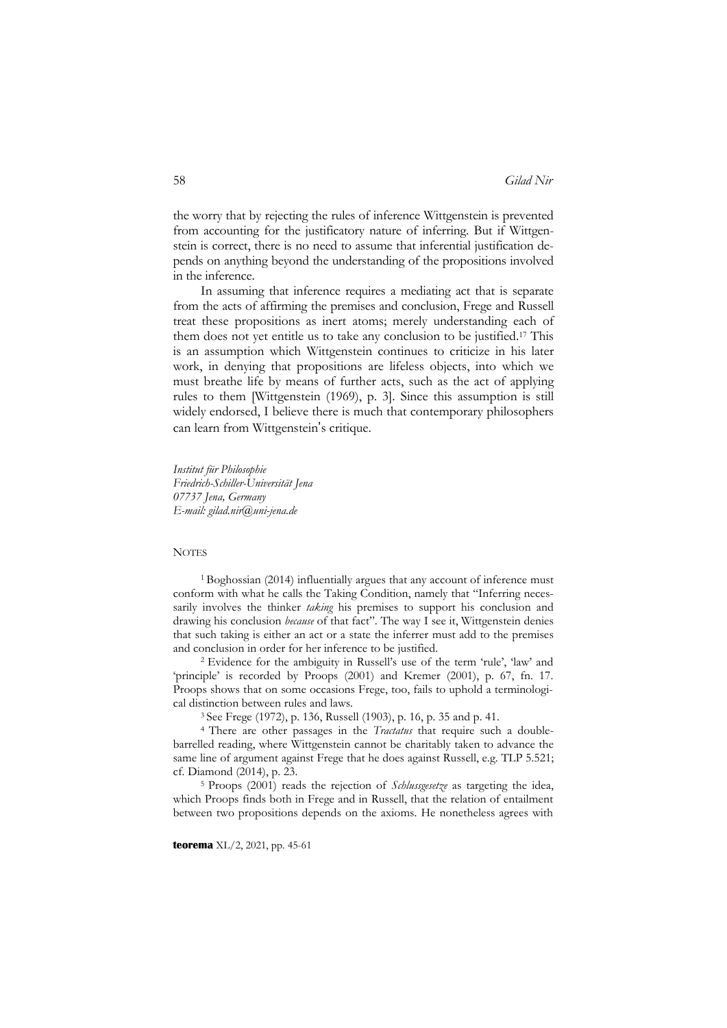the worry that by rejecting the rules of inference Wittgenstein is prevented from accounting for the justificatory nature of inferring. But if Wittgenstein is correct, there is no need to assume that inferential justification depends on anything beyond the understanding of the propositions involved in the inference.

In assuming that inference requires a mediating act that is separate from the acts of affirming the premises and conclusion, Frege and Russell treat these propositions as inert atoms; merely understanding each of them does not yet entitle us to take any conclusion to be justified.[17] This is an assumption which Wittgenstein continues to criticize in his later work, in denying that propositions are lifeless objects, into which we must breathe life by means of further acts, such as the act of applying rules to them [Wittgenstein (1969), p. 3]. Since this assumption is still widely endorsed, I believe there is much that contemporary philosophers can learn from Wittgenstein's critique.

*Institut für Philosophie*
*Friedrich-Schiller-Universität Jena*
*07737 Jena, Germany*
*E-mail: gilad.nir@uni-jena.de*

## NOTES

[1] Boghossian (2014) influentially argues that any account of inference must conform with what he calls the Taking Condition, namely that "Inferring necessarily involves the thinker *taking* his premises to support his conclusion and drawing his conclusion *because* of that fact". The way I see it, Wittgenstein denies that such taking is either an act or a state the inferrer must add to the premises and conclusion in order for her inference to be justified.

[2] Evidence for the ambiguity in Russell's use of the term 'rule', 'law' and 'principle' is recorded by Proops (2001) and Kremer (2001), p. 67, fn. 17. Proops shows that on some occasions Frege, too, fails to uphold a terminological distinction between rules and laws.

[3] See Frege (1972), p. 136, Russell (1903), p. 16, p. 35 and p. 41.

[4] There are other passages in the *Tractatus* that require such a double-barrelled reading, where Wittgenstein cannot be charitably taken to advance the same line of argument against Frege that he does against Russell, e.g. TLP 5.521; cf. Diamond (2014), p. 23.

[5] Proops (2001) reads the rejection of *Schlussgesetze* as targeting the idea, which Proops finds both in Frege and in Russell, that the relation of entailment between two propositions depends on the axioms. He nonetheless agrees with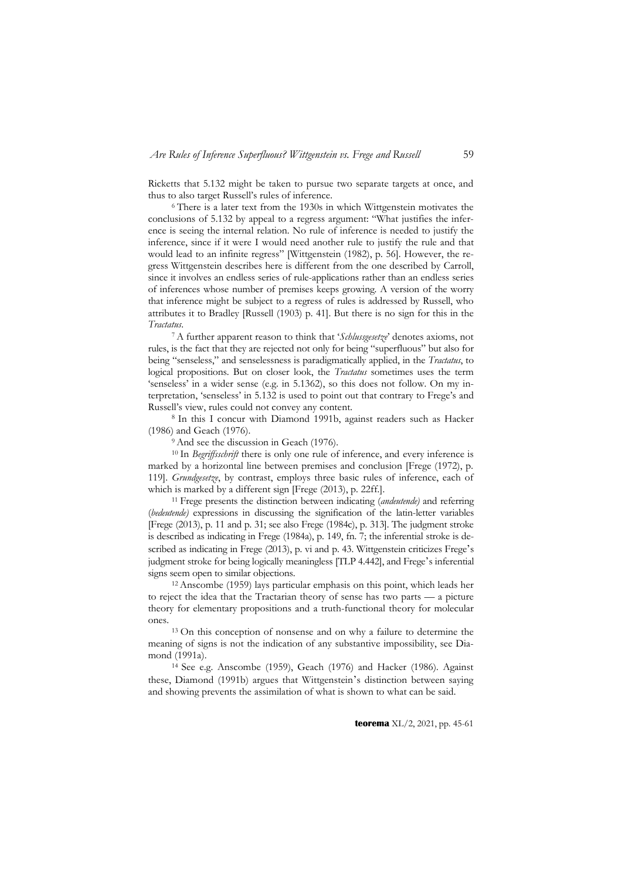Ricketts that 5.132 might be taken to pursue two separate targets at once, and thus to also target Russell's rules of inference.

[6] There is a later text from the 1930s in which Wittgenstein motivates the conclusions of 5.132 by appeal to a regress argument: "What justifies the inference is seeing the internal relation. No rule of inference is needed to justify the inference, since if it were I would need another rule to justify the rule and that would lead to an infinite regress" [Wittgenstein (1982), p. 56]. However, the regress Wittgenstein describes here is different from the one described by Carroll, since it involves an endless series of rule-applications rather than an endless series of inferences whose number of premises keeps growing. A version of the worry that inference might be subject to a regress of rules is addressed by Russell, who attributes it to Bradley [Russell (1903) p. 41]. But there is no sign for this in the *Tractatus*.

[7] A further apparent reason to think that '*Schlussgesetze*' denotes axioms, not rules, is the fact that they are rejected not only for being "superfluous" but also for being "senseless," and senselessness is paradigmatically applied, in the *Tractatus*, to logical propositions. But on closer look, the *Tractatus* sometimes uses the term 'senseless' in a wider sense (e.g. in 5.1362), so this does not follow. On my interpretation, 'senseless' in 5.132 is used to point out that contrary to Frege's and Russell's view, rules could not convey any content.

[8] In this I concur with Diamond 1991b, against readers such as Hacker (1986) and Geach (1976).

[9] And see the discussion in Geach (1976).

[10] In *Begriffsschrift* there is only one rule of inference, and every inference is marked by a horizontal line between premises and conclusion [Frege (1972), p. 119]. *Grundgesetze*, by contrast, employs three basic rules of inference, each of which is marked by a different sign [Frege (2013), p. 22ff.].

[11] Frege presents the distinction between indicating (*andeutende)* and referring (*bedeutende)* expressions in discussing the signification of the latin-letter variables [Frege (2013), p. 11 and p. 31; see also Frege (1984c), p. 313]. The judgment stroke is described as indicating in Frege (1984a), p. 149, fn. 7; the inferential stroke is described as indicating in Frege (2013), p. vi and p. 43. Wittgenstein criticizes Frege's judgment stroke for being logically meaningless [TLP 4.442], and Frege's inferential signs seem open to similar objections.

[12] Anscombe (1959) lays particular emphasis on this point, which leads her to reject the idea that the Tractarian theory of sense has two parts — a picture theory for elementary propositions and a truth-functional theory for molecular ones.

[13] On this conception of nonsense and on why a failure to determine the meaning of signs is not the indication of any substantive impossibility, see Diamond (1991a).

[14] See e.g. Anscombe (1959), Geach (1976) and Hacker (1986). Against these, Diamond (1991b) argues that Wittgenstein's distinction between saying and showing prevents the assimilation of what is shown to what can be said.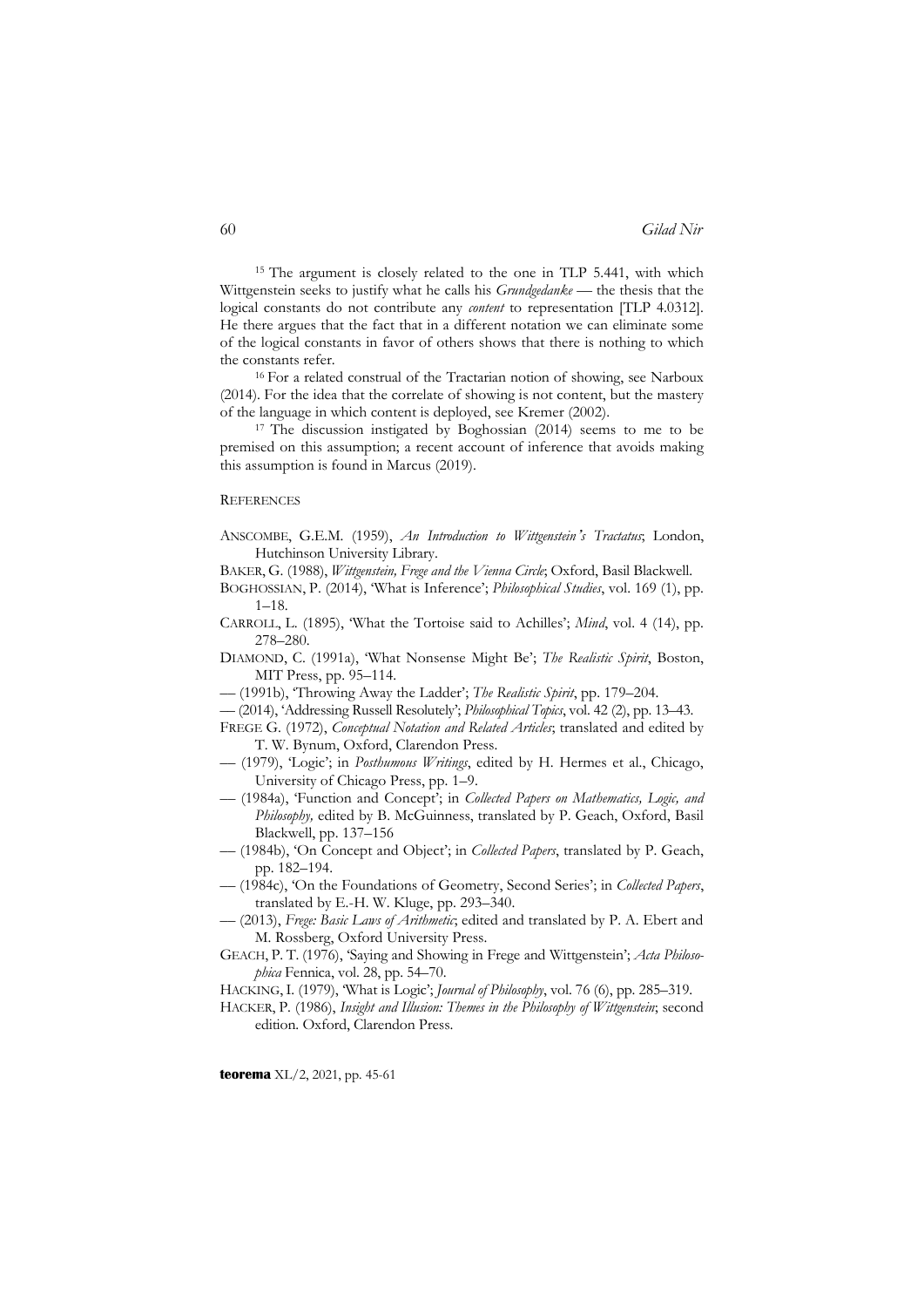[15] The argument is closely related to the one in TLP 5.441, with which Wittgenstein seeks to justify what he calls his *Grundgedanke* — the thesis that the logical constants do not contribute any *content* to representation [TLP 4.0312]. He there argues that the fact that in a different notation we can eliminate some of the logical constants in favor of others shows that there is nothing to which the constants refer.

[16] For a related construal of the Tractarian notion of showing, see Narboux (2014). For the idea that the correlate of showing is not content, but the mastery of the language in which content is deployed, see Kremer (2002).

[17] The discussion instigated by Boghossian (2014) seems to me to be premised on this assumption; a recent account of inference that avoids making this assumption is found in Marcus (2019).

## REFERENCES

ANSCOMBE, G.E.M. (1959), *An Introduction to Wittgenstein's Tractatus*; London, Hutchinson University Library.

BAKER, G. (1988), *Wittgenstein, Frege and the Vienna Circle*; Oxford, Basil Blackwell.

BOGHOSSIAN, P. (2014), 'What is Inference'; *Philosophical Studies*, vol. 169 (1), pp. 1–18.

CARROLL, L. (1895), 'What the Tortoise said to Achilles'; *Mind*, vol. 4 (14), pp. 278–280.

DIAMOND, C. (1991a), 'What Nonsense Might Be'; *The Realistic Spirit*, Boston, MIT Press, pp. 95–114.

— (1991b), 'Throwing Away the Ladder'; *The Realistic Spirit*, pp. 179–204.

— (2014), 'Addressing Russell Resolutely'; *Philosophical Topics*, vol. 42 (2), pp. 13–43.

FREGE G. (1972), *Conceptual Notation and Related Articles*; translated and edited by T. W. Bynum, Oxford, Clarendon Press.

— (1979), 'Logic'; in *Posthumous Writings*, edited by H. Hermes et al., Chicago, University of Chicago Press, pp. 1–9.

— (1984a), 'Function and Concept'; in *Collected Papers on Mathematics, Logic, and Philosophy,* edited by B. McGuinness, translated by P. Geach, Oxford, Basil Blackwell, pp. 137–156

— (1984b), 'On Concept and Object'; in *Collected Papers*, translated by P. Geach, pp. 182–194.

— (1984c), 'On the Foundations of Geometry, Second Series'; in *Collected Papers*, translated by E.-H. W. Kluge, pp. 293–340.

— (2013), *Frege: Basic Laws of Arithmetic*; edited and translated by P. A. Ebert and M. Rossberg, Oxford University Press.

GEACH, P. T. (1976), 'Saying and Showing in Frege and Wittgenstein'; *Acta Philosophica* Fennica, vol. 28, pp. 54–70.

HACKING, I. (1979), 'What is Logic'; *Journal of Philosophy*, vol. 76 (6), pp. 285–319.

HACKER, P. (1986), *Insight and Illusion: Themes in the Philosophy of Wittgenstein*; second edition. Oxford, Clarendon Press.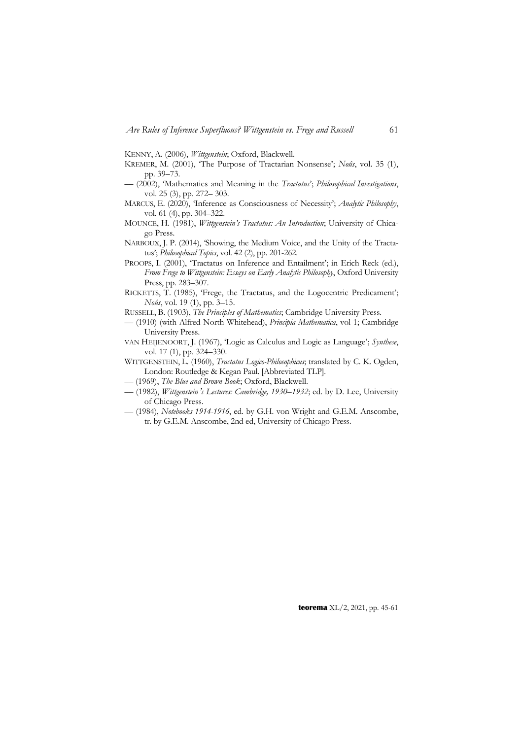KENNY, A. (2006), *Wittgenstein*; Oxford, Blackwell.

KREMER, M. (2001), 'The Purpose of Tractarian Nonsense'; *Noûs*, vol. 35 (1), pp. 39–73.

— (2002), 'Mathematics and Meaning in the *Tractatus*'; *Philosophical Investigations*, vol. 25 (3), pp. 272– 303.

MARCUS, E. (2020), 'Inference as Consciousness of Necessity'; *Analytic Philosophy*, vol. 61 (4), pp. 304–322.

MOUNCE, H. (1981), *Wittgenstein's Tractatus: An Introduction*; University of Chicago Press.

NARBOUX, J. P. (2014), 'Showing, the Medium Voice, and the Unity of the Tractatus'; *Philosophical Topics*, vol. 42 (2), pp. 201-262.

PROOPS, I. (2001), 'Tractatus on Inference and Entailment'; in Erich Reck (ed.), *From Frege to Wittgenstein: Essays on Early Analytic Philosophy*, Oxford University Press, pp. 283–307.

RICKETTS, T. (1985), 'Frege, the Tractatus, and the Logocentric Predicament'; *Noûs*, vol. 19 (1), pp. 3–15.

RUSSELL, B. (1903), *The Principles of Mathematics*; Cambridge University Press.

— (1910) (with Alfred North Whitehead), *Principia Mathematica*, vol 1; Cambridge University Press.

VAN HEIJENOORT, J. (1967), 'Logic as Calculus and Logic as Language'; *Synthese*, vol. 17 (1), pp. 324–330.

WITTGENSTEIN, L. (1960), *Tractatus Logico-Philosophicus*; translated by C. K. Ogden, London: Routledge & Kegan Paul. [Abbreviated TLP].

— (1969), *The Blue and Brown Book*; Oxford, Blackwell.

— (1982), *Wittgenstein's Lectures: Cambridge, 1930–1932*; ed. by D. Lee, University of Chicago Press.

— (1984), *Notebooks 1914-1916*, ed. by G.H. von Wright and G.E.M. Anscombe, tr. by G.E.M. Anscombe, 2nd ed, University of Chicago Press.